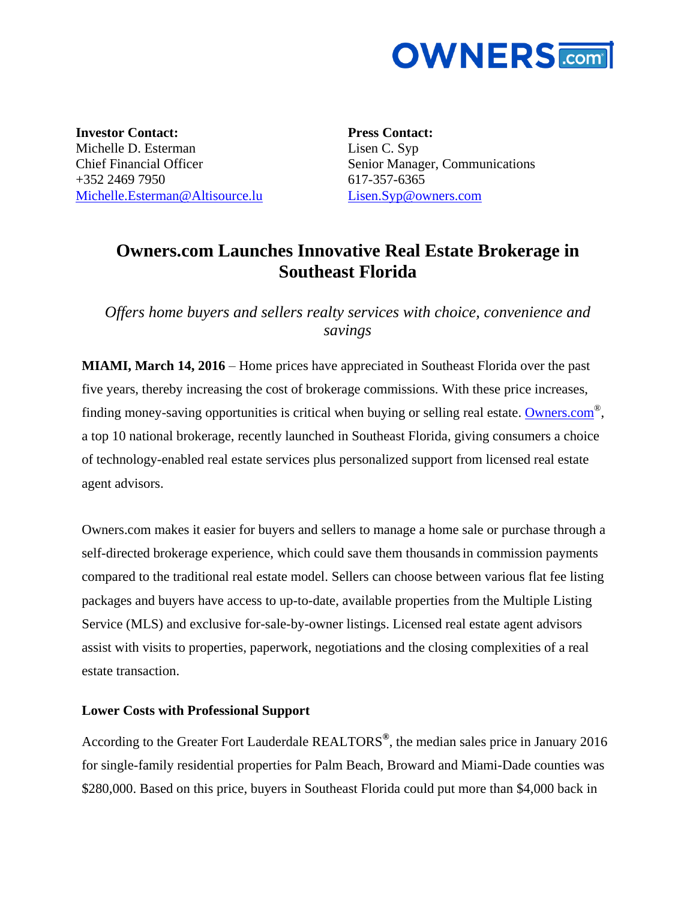OWNERS.com

**Investor Contact:**
Michelle D. Esterman
Chief Financial Officer
+352 2469 7950
Michelle.Esterman@Altisource.lu

**Press Contact:**
Lisen C. Syp
Senior Manager, Communications
617-357-6365
Lisen.Syp@owners.com

# Owners.com Launches Innovative Real Estate Brokerage in Southeast Florida

*Offers home buyers and sellers realty services with choice, convenience and savings*

**MIAMI, March 14, 2016** – Home prices have appreciated in Southeast Florida over the past five years, thereby increasing the cost of brokerage commissions. With these price increases, finding money-saving opportunities is critical when buying or selling real estate. Owners.com®, a top 10 national brokerage, recently launched in Southeast Florida, giving consumers a choice of technology-enabled real estate services plus personalized support from licensed real estate agent advisors.

Owners.com makes it easier for buyers and sellers to manage a home sale or purchase through a self-directed brokerage experience, which could save them thousands in commission payments compared to the traditional real estate model. Sellers can choose between various flat fee listing packages and buyers have access to up-to-date, available properties from the Multiple Listing Service (MLS) and exclusive for-sale-by-owner listings. Licensed real estate agent advisors assist with visits to properties, paperwork, negotiations and the closing complexities of a real estate transaction.

**Lower Costs with Professional Support**

According to the Greater Fort Lauderdale REALTORS®, the median sales price in January 2016 for single-family residential properties for Palm Beach, Broward and Miami-Dade counties was $280,000. Based on this price, buyers in Southeast Florida could put more than $4,000 back in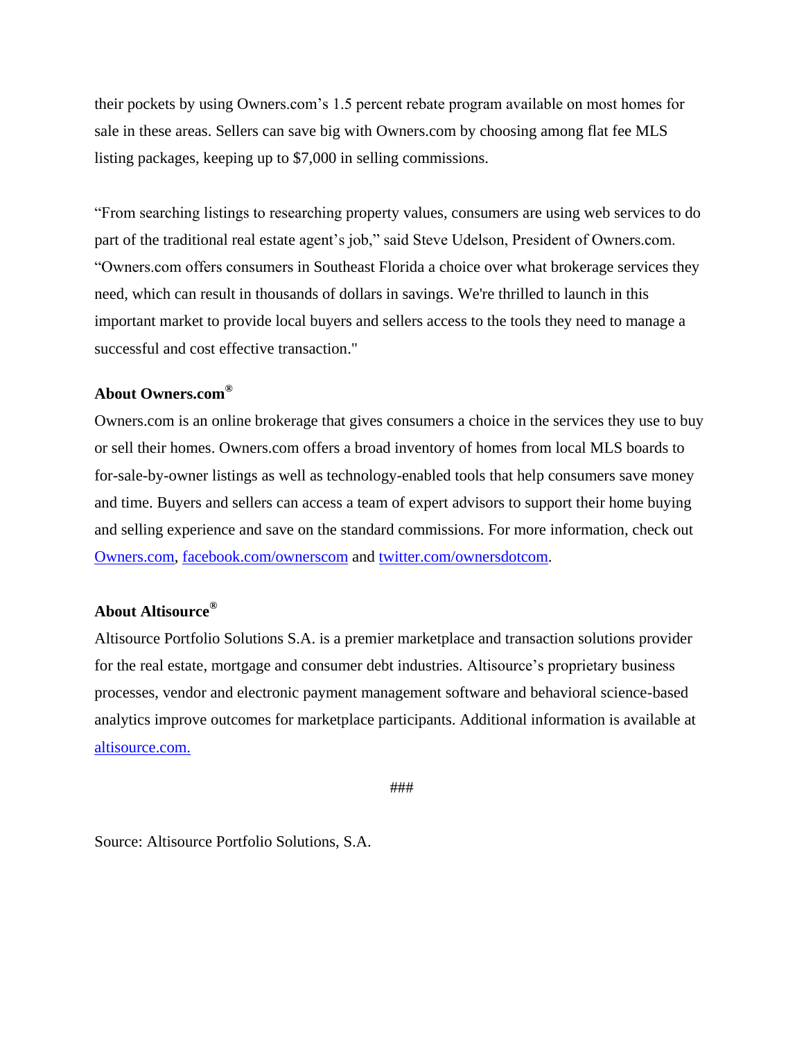their pockets by using Owners.com's 1.5 percent rebate program available on most homes for sale in these areas. Sellers can save big with Owners.com by choosing among flat fee MLS listing packages, keeping up to $7,000 in selling commissions.

"From searching listings to researching property values, consumers are using web services to do part of the traditional real estate agent's job," said Steve Udelson, President of Owners.com. "Owners.com offers consumers in Southeast Florida a choice over what brokerage services they need, which can result in thousands of dollars in savings. We're thrilled to launch in this important market to provide local buyers and sellers access to the tools they need to manage a successful and cost effective transaction."

**About Owners.com®**

Owners.com is an online brokerage that gives consumers a choice in the services they use to buy or sell their homes. Owners.com offers a broad inventory of homes from local MLS boards to for-sale-by-owner listings as well as technology-enabled tools that help consumers save money and time. Buyers and sellers can access a team of expert advisors to support their home buying and selling experience and save on the standard commissions. For more information, check out Owners.com, facebook.com/ownerscom and twitter.com/ownersdotcom.

**About Altisource®**

Altisource Portfolio Solutions S.A. is a premier marketplace and transaction solutions provider for the real estate, mortgage and consumer debt industries. Altisource's proprietary business processes, vendor and electronic payment management software and behavioral science-based analytics improve outcomes for marketplace participants. Additional information is available at altisource.com.

###

Source: Altisource Portfolio Solutions, S.A.